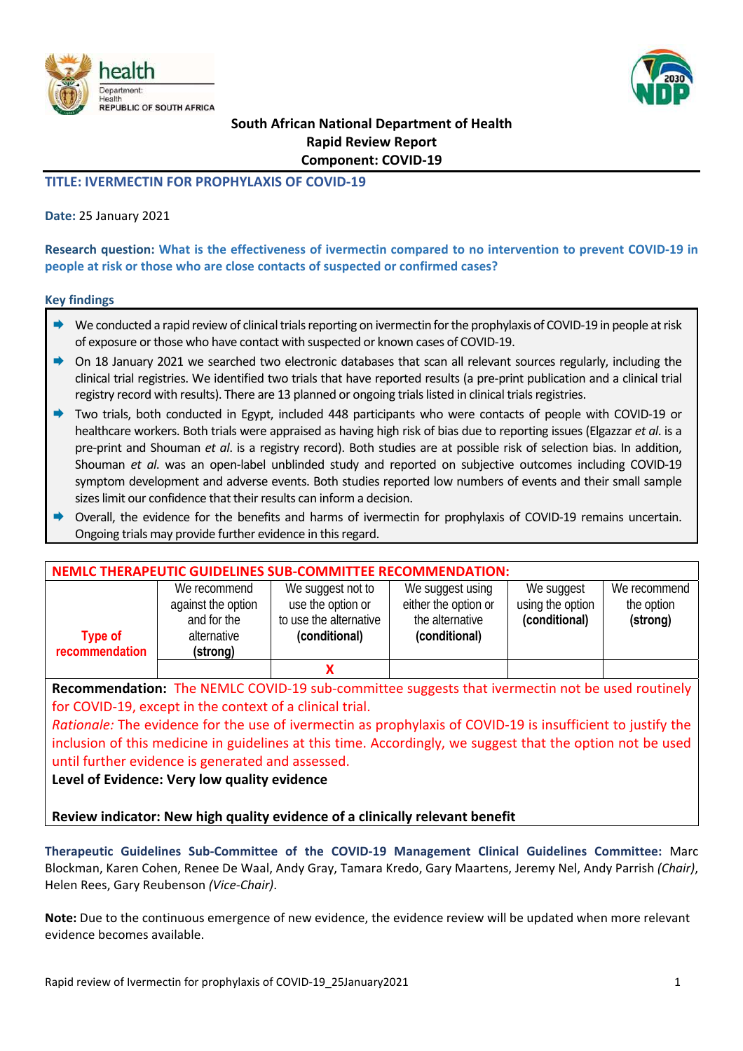**South African National Department of Health**
**Rapid Review Report**
**Component: COVID-19**

## TITLE: IVERMECTIN FOR PROPHYLAXIS OF COVID-19

**Date:** 25 January 2021

**Research question: What is the effectiveness of ivermectin compared to no intervention to prevent COVID-19 in people at risk or those who are close contacts of suspected or confirmed cases?**

### Key findings

- We conducted a rapid review of clinical trials reporting on ivermectin for the prophylaxis of COVID-19 in people at risk of exposure or those who have contact with suspected or known cases of COVID-19.
- On 18 January 2021 we searched two electronic databases that scan all relevant sources regularly, including the clinical trial registries. We identified two trials that have reported results (a pre-print publication and a clinical trial registry record with results). There are 13 planned or ongoing trials listed in clinical trials registries.
- Two trials, both conducted in Egypt, included 448 participants who were contacts of people with COVID-19 or healthcare workers. Both trials were appraised as having high risk of bias due to reporting issues (Elgazzar *et al*. is a pre-print and Shouman *et al*. is a registry record). Both studies are at possible risk of selection bias. In addition, Shouman *et al.* was an open-label unblinded study and reported on subjective outcomes including COVID-19 symptom development and adverse events. Both studies reported low numbers of events and their small sample sizes limit our confidence that their results can inform a decision.
- Overall, the evidence for the benefits and harms of ivermectin for prophylaxis of COVID-19 remains uncertain. Ongoing trials may provide further evidence in this regard.

| NEMLC THERAPEUTIC GUIDELINES SUB-COMMITTEE RECOMMENDATION: | | | | | |
|---|---|---|---|---|---|
| Type of recommendation | We recommend against the option and for the alternative **(strong)** | We suggest not to use the option or to use the alternative **(conditional)** | We suggest using either the option or the alternative **(conditional)** | We suggest using the option **(conditional)** | We recommend the option **(strong)** |
| | | X | | | |

**Recommendation:** The NEMLC COVID-19 sub-committee suggests that ivermectin not be used routinely for COVID-19, except in the context of a clinical trial.
*Rationale:* The evidence for the use of ivermectin as prophylaxis of COVID-19 is insufficient to justify the inclusion of this medicine in guidelines at this time. Accordingly, we suggest that the option not be used until further evidence is generated and assessed.
**Level of Evidence: Very low quality evidence**

**Review indicator: New high quality evidence of a clinically relevant benefit**

**Therapeutic Guidelines Sub-Committee of the COVID-19 Management Clinical Guidelines Committee:** Marc Blockman, Karen Cohen, Renee De Waal, Andy Gray, Tamara Kredo, Gary Maartens, Jeremy Nel, Andy Parrish *(Chair)*, Helen Rees, Gary Reubenson *(Vice-Chair)*.

**Note:** Due to the continuous emergence of new evidence, the evidence review will be updated when more relevant evidence becomes available.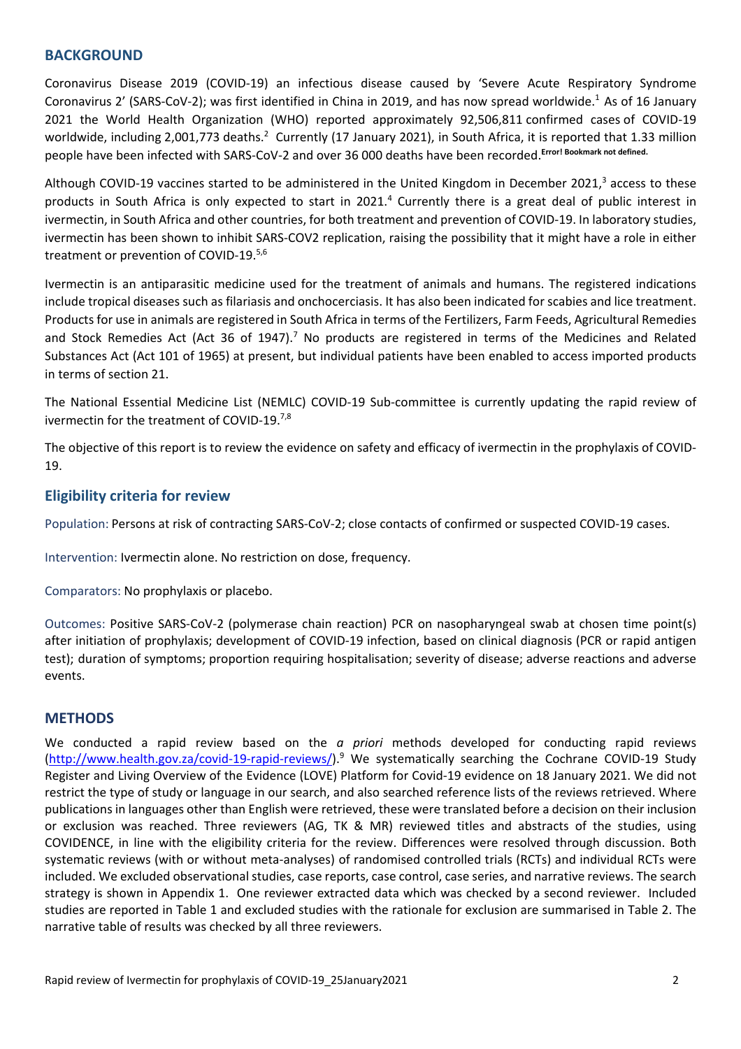## BACKGROUND

Coronavirus Disease 2019 (COVID-19) an infectious disease caused by 'Severe Acute Respiratory Syndrome Coronavirus 2' (SARS-CoV-2); was first identified in China in 2019, and has now spread worldwide.[1] As of 16 January 2021 the World Health Organization (WHO) reported approximately 92,506,811 confirmed cases of COVID-19 worldwide, including 2,001,773 deaths.[2] Currently (17 January 2021), in South Africa, it is reported that 1.33 million people have been infected with SARS-CoV-2 and over 36 000 deaths have been recorded.[Error! Bookmark not defined.]

Although COVID-19 vaccines started to be administered in the United Kingdom in December 2021,[3] access to these products in South Africa is only expected to start in 2021.[4] Currently there is a great deal of public interest in ivermectin, in South Africa and other countries, for both treatment and prevention of COVID-19. In laboratory studies, ivermectin has been shown to inhibit SARS-COV2 replication, raising the possibility that it might have a role in either treatment or prevention of COVID-19.[5,6]

Ivermectin is an antiparasitic medicine used for the treatment of animals and humans. The registered indications include tropical diseases such as filariasis and onchocerciasis. It has also been indicated for scabies and lice treatment. Products for use in animals are registered in South Africa in terms of the Fertilizers, Farm Feeds, Agricultural Remedies and Stock Remedies Act (Act 36 of 1947).[7] No products are registered in terms of the Medicines and Related Substances Act (Act 101 of 1965) at present, but individual patients have been enabled to access imported products in terms of section 21.

The National Essential Medicine List (NEMLC) COVID-19 Sub-committee is currently updating the rapid review of ivermectin for the treatment of COVID-19.[7,8]

The objective of this report is to review the evidence on safety and efficacy of ivermectin in the prophylaxis of COVID-19.

### Eligibility criteria for review

Population: Persons at risk of contracting SARS-CoV-2; close contacts of confirmed or suspected COVID-19 cases.

Intervention: Ivermectin alone. No restriction on dose, frequency.

Comparators: No prophylaxis or placebo.

Outcomes: Positive SARS-CoV-2 (polymerase chain reaction) PCR on nasopharyngeal swab at chosen time point(s) after initiation of prophylaxis; development of COVID-19 infection, based on clinical diagnosis (PCR or rapid antigen test); duration of symptoms; proportion requiring hospitalisation; severity of disease; adverse reactions and adverse events.

## METHODS

We conducted a rapid review based on the *a priori* methods developed for conducting rapid reviews (http://www.health.gov.za/covid-19-rapid-reviews/).[9] We systematically searching the Cochrane COVID-19 Study Register and Living Overview of the Evidence (LOVE) Platform for Covid-19 evidence on 18 January 2021. We did not restrict the type of study or language in our search, and also searched reference lists of the reviews retrieved. Where publications in languages other than English were retrieved, these were translated before a decision on their inclusion or exclusion was reached. Three reviewers (AG, TK & MR) reviewed titles and abstracts of the studies, using COVIDENCE, in line with the eligibility criteria for the review. Differences were resolved through discussion. Both systematic reviews (with or without meta-analyses) of randomised controlled trials (RCTs) and individual RCTs were included. We excluded observational studies, case reports, case control, case series, and narrative reviews. The search strategy is shown in Appendix 1. One reviewer extracted data which was checked by a second reviewer. Included studies are reported in Table 1 and excluded studies with the rationale for exclusion are summarised in Table 2. The narrative table of results was checked by all three reviewers.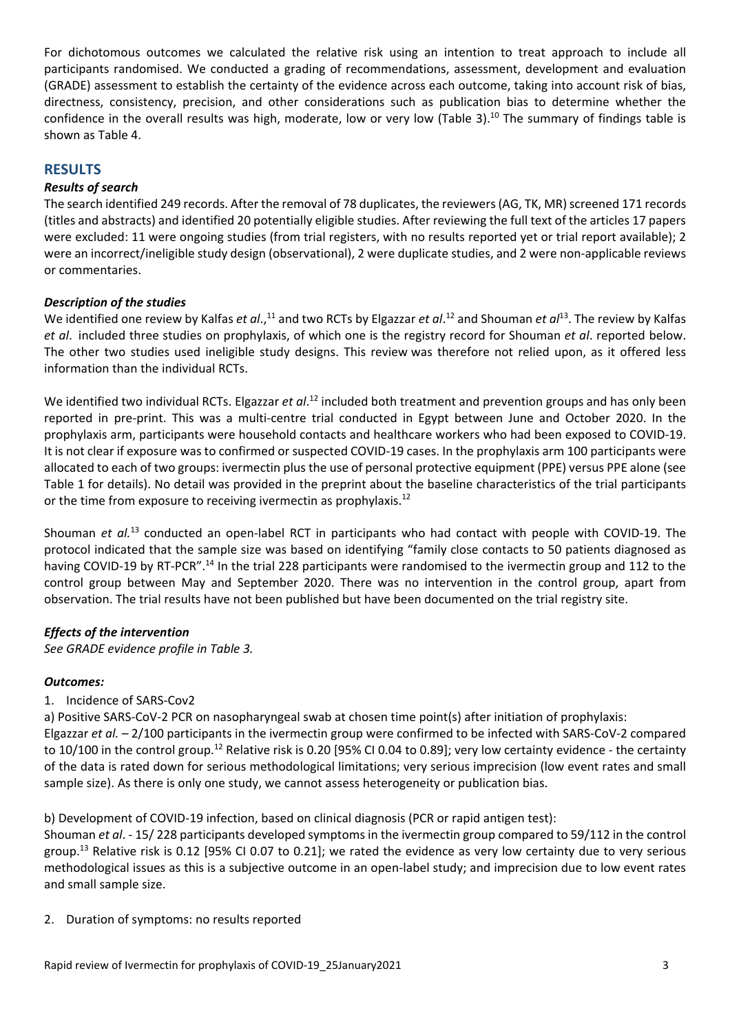For dichotomous outcomes we calculated the relative risk using an intention to treat approach to include all participants randomised. We conducted a grading of recommendations, assessment, development and evaluation (GRADE) assessment to establish the certainty of the evidence across each outcome, taking into account risk of bias, directness, consistency, precision, and other considerations such as publication bias to determine whether the confidence in the overall results was high, moderate, low or very low (Table 3).[10] The summary of findings table is shown as Table 4.

## RESULTS

### *Results of search*

The search identified 249 records. After the removal of 78 duplicates, the reviewers (AG, TK, MR) screened 171 records (titles and abstracts) and identified 20 potentially eligible studies. After reviewing the full text of the articles 17 papers were excluded: 11 were ongoing studies (from trial registers, with no results reported yet or trial report available); 2 were an incorrect/ineligible study design (observational), 2 were duplicate studies, and 2 were non-applicable reviews or commentaries.

### *Description of the studies*

We identified one review by Kalfas *et al*.,[11] and two RCTs by Elgazzar *et al*.[12] and Shouman *et al*[13]. The review by Kalfas *et al*. included three studies on prophylaxis, of which one is the registry record for Shouman *et al*. reported below. The other two studies used ineligible study designs. This review was therefore not relied upon, as it offered less information than the individual RCTs.

We identified two individual RCTs. Elgazzar *et al*.[12] included both treatment and prevention groups and has only been reported in pre-print. This was a multi-centre trial conducted in Egypt between June and October 2020. In the prophylaxis arm, participants were household contacts and healthcare workers who had been exposed to COVID-19. It is not clear if exposure was to confirmed or suspected COVID-19 cases. In the prophylaxis arm 100 participants were allocated to each of two groups: ivermectin plus the use of personal protective equipment (PPE) versus PPE alone (see Table 1 for details). No detail was provided in the preprint about the baseline characteristics of the trial participants or the time from exposure to receiving ivermectin as prophylaxis.[12]

Shouman *et al.*[13] conducted an open-label RCT in participants who had contact with people with COVID-19. The protocol indicated that the sample size was based on identifying "family close contacts to 50 patients diagnosed as having COVID-19 by RT-PCR".[14] In the trial 228 participants were randomised to the ivermectin group and 112 to the control group between May and September 2020. There was no intervention in the control group, apart from observation. The trial results have not been published but have been documented on the trial registry site.

### *Effects of the intervention*

*See GRADE evidence profile in Table 3.*

### *Outcomes:*

1. Incidence of SARS-Cov2

a) Positive SARS-CoV-2 PCR on nasopharyngeal swab at chosen time point(s) after initiation of prophylaxis:
Elgazzar *et al.* – 2/100 participants in the ivermectin group were confirmed to be infected with SARS-CoV-2 compared to 10/100 in the control group.[12] Relative risk is 0.20 [95% CI 0.04 to 0.89]; very low certainty evidence - the certainty of the data is rated down for serious methodological limitations; very serious imprecision (low event rates and small sample size). As there is only one study, we cannot assess heterogeneity or publication bias.

b) Development of COVID-19 infection, based on clinical diagnosis (PCR or rapid antigen test):
Shouman *et al*. - 15/ 228 participants developed symptoms in the ivermectin group compared to 59/112 in the control group.[13] Relative risk is 0.12 [95% CI 0.07 to 0.21]; we rated the evidence as very low certainty due to very serious methodological issues as this is a subjective outcome in an open-label study; and imprecision due to low event rates and small sample size.

2. Duration of symptoms: no results reported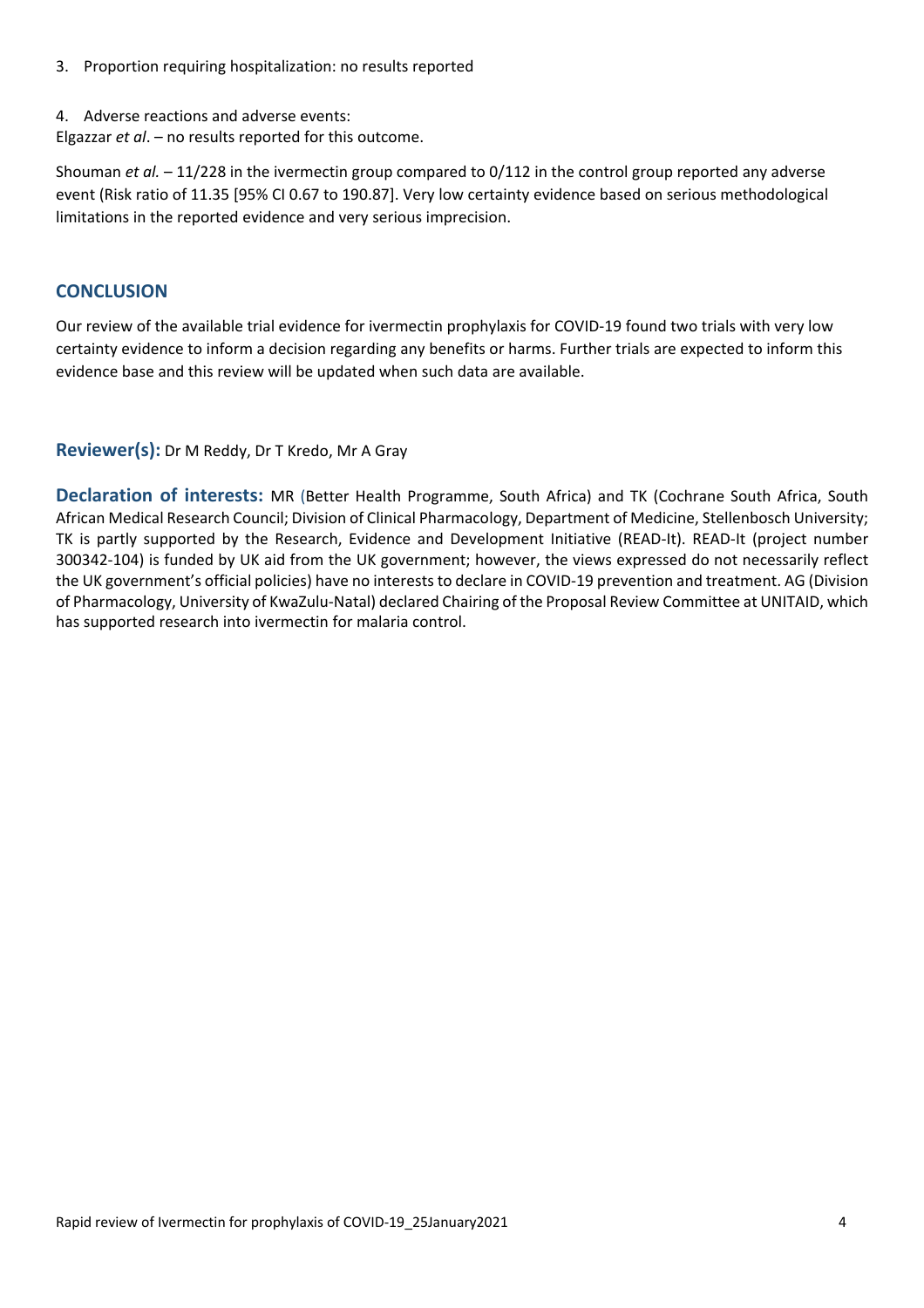3. Proportion requiring hospitalization: no results reported

4. Adverse reactions and adverse events:

Elgazzar *et al*. – no results reported for this outcome.

Shouman *et al.* – 11/228 in the ivermectin group compared to 0/112 in the control group reported any adverse event (Risk ratio of 11.35 [95% CI 0.67 to 190.87]. Very low certainty evidence based on serious methodological limitations in the reported evidence and very serious imprecision.

## CONCLUSION

Our review of the available trial evidence for ivermectin prophylaxis for COVID-19 found two trials with very low certainty evidence to inform a decision regarding any benefits or harms. Further trials are expected to inform this evidence base and this review will be updated when such data are available.

**Reviewer(s):** Dr M Reddy, Dr T Kredo, Mr A Gray

**Declaration of interests:** MR (Better Health Programme, South Africa) and TK (Cochrane South Africa, South African Medical Research Council; Division of Clinical Pharmacology, Department of Medicine, Stellenbosch University; TK is partly supported by the Research, Evidence and Development Initiative (READ-It). READ-It (project number 300342-104) is funded by UK aid from the UK government; however, the views expressed do not necessarily reflect the UK government's official policies) have no interests to declare in COVID-19 prevention and treatment. AG (Division of Pharmacology, University of KwaZulu-Natal) declared Chairing of the Proposal Review Committee at UNITAID, which has supported research into ivermectin for malaria control.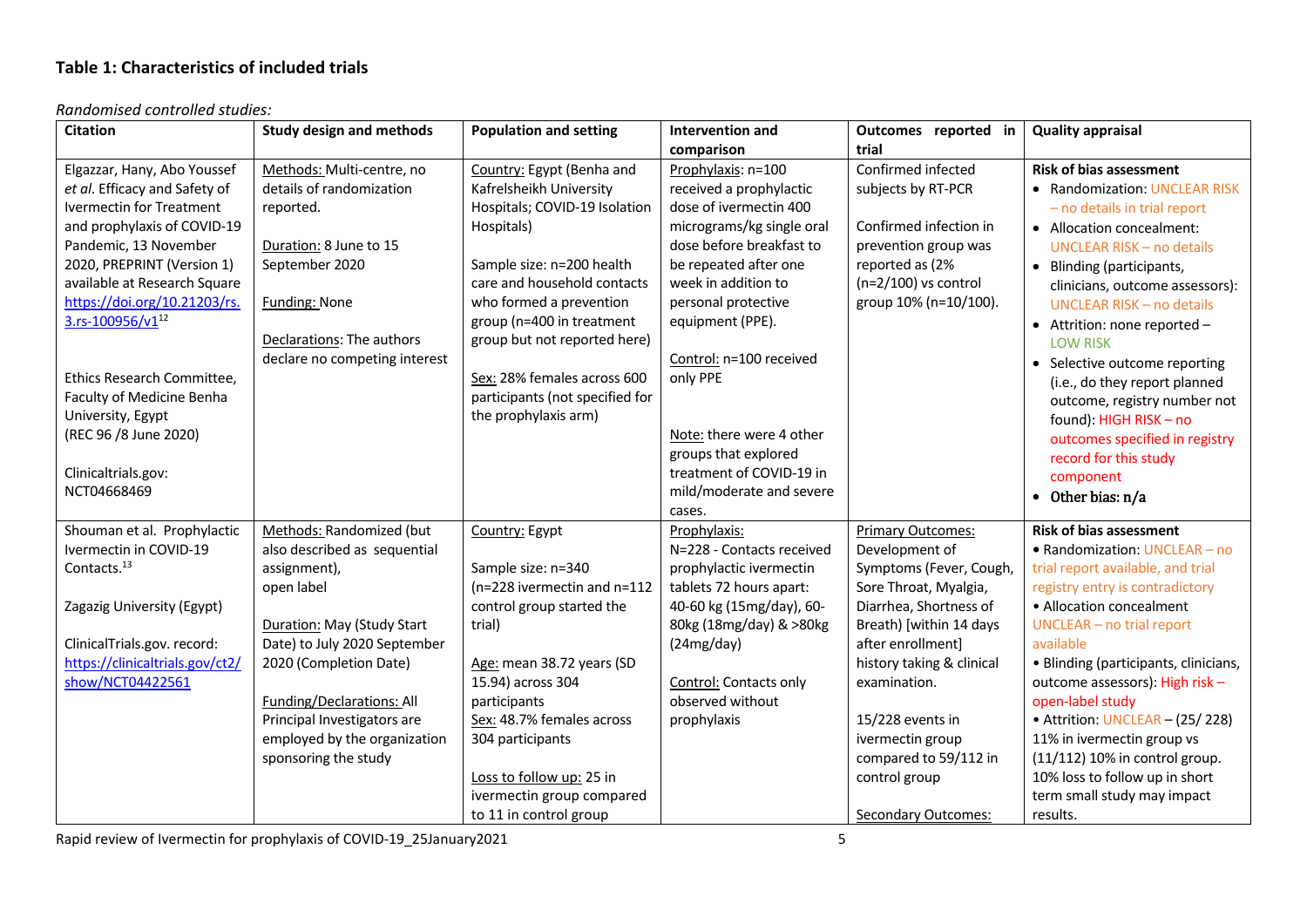## Table 1: Characteristics of included trials

*Randomised controlled studies:*

| Citation | Study design and methods | Population and setting | Intervention and comparison | Outcomes reported in trial | Quality appraisal |
|---|---|---|---|---|---|
| Elgazzar, Hany, Abo Youssef *et al.* Efficacy and Safety of Ivermectin for Treatment and prophylaxis of COVID-19 Pandemic, 13 November 2020, PREPRINT (Version 1) available at Research Square https://doi.org/10.21203/rs.3.rs-100956/v1[12]<br><br>Ethics Research Committee, Faculty of Medicine Benha University, Egypt (REC 96 /8 June 2020)<br><br>Clinicaltrials.gov: NCT04668469 | Methods: Multi-centre, no details of randomization reported.<br><br>Duration: 8 June to 15 September 2020<br><br>Funding: None<br><br>Declarations: The authors declare no competing interest | Country: Egypt (Benha and Kafrelsheikh University Hospitals; COVID-19 Isolation Hospitals)<br><br>Sample size: n=200 health care and household contacts who formed a prevention group (n=400 in treatment group but not reported here)<br><br>Sex: 28% females across 600 participants (not specified for the prophylaxis arm) | Prophylaxis: n=100 received a prophylactic dose of ivermectin 400 micrograms/kg single oral dose before breakfast to be repeated after one week in addition to personal protective equipment (PPE).<br><br>Control: n=100 received only PPE<br><br>Note: there were 4 other groups that explored treatment of COVID-19 in mild/moderate and severe cases. | Confirmed infected subjects by RT-PCR<br><br>Confirmed infection in prevention group was reported as (2% (n=2/100) vs control group 10% (n=10/100). | **Risk of bias assessment**<br>• Randomization: UNCLEAR RISK – no details in trial report<br>• Allocation concealment: UNCLEAR RISK – no details<br>• Blinding (participants, clinicians, outcome assessors): UNCLEAR RISK – no details<br>• Attrition: none reported – LOW RISK<br>• Selective outcome reporting (i.e., do they report planned outcome, registry number not found): HIGH RISK – no outcomes specified in registry record for this study component<br>• Other bias: n/a |
| Shouman et al. Prophylactic Ivermectin in COVID-19 Contacts.[13]<br><br>Zagazig University (Egypt)<br><br>ClinicalTrials.gov. record: https://clinicaltrials.gov/ct2/show/NCT04422561 | Methods: Randomized (but also described as sequential assignment), open label<br><br>Duration: May (Study Start Date) to July 2020 September 2020 (Completion Date)<br><br>Funding/Declarations: All Principal Investigators are employed by the organization sponsoring the study | Country: Egypt<br><br>Sample size: n=340 (n=228 ivermectin and n=112 control group started the trial)<br><br>Age: mean 38.72 years (SD 15.94) across 304 participants<br>Sex: 48.7% females across 304 participants<br><br>Loss to follow up: 25 in ivermectin group compared to 11 in control group | Prophylaxis:<br>N=228 - Contacts received prophylactic ivermectin tablets 72 hours apart: 40-60 kg (15mg/day), 60-80kg (18mg/day) & >80kg (24mg/day)<br><br>Control: Contacts only observed without prophylaxis | Primary Outcomes:<br>Development of Symptoms (Fever, Cough, Sore Throat, Myalgia, Diarrhea, Shortness of Breath) [within 14 days after enrollment] history taking & clinical examination.<br><br>15/228 events in ivermectin group compared to 59/112 in control group<br><br>Secondary Outcomes: | **Risk of bias assessment**<br>• Randomization: UNCLEAR – no trial report available, and trial registry entry is contradictory<br>• Allocation concealment UNCLEAR – no trial report available<br>• Blinding (participants, clinicians, outcome assessors): High risk – open-label study<br>• Attrition: UNCLEAR – (25/ 228) 11% in ivermectin group vs (11/112) 10% in control group. 10% loss to follow up in short term small study may impact results. |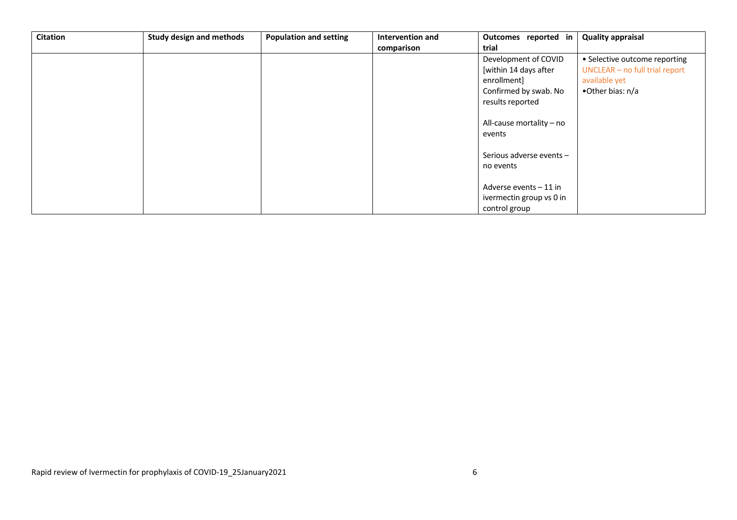| Citation | Study design and methods | Population and setting | Intervention and comparison | Outcomes reported in trial | Quality appraisal |
| --- | --- | --- | --- | --- | --- |
| | | | | Development of COVID [within 14 days after enrollment] Confirmed by swab. No results reported<br><br>All-cause mortality – no events<br><br>Serious adverse events – no events<br><br>Adverse events – 11 in ivermectin group vs 0 in control group | • Selective outcome reporting UNCLEAR – no full trial report available yet<br>•Other bias: n/a |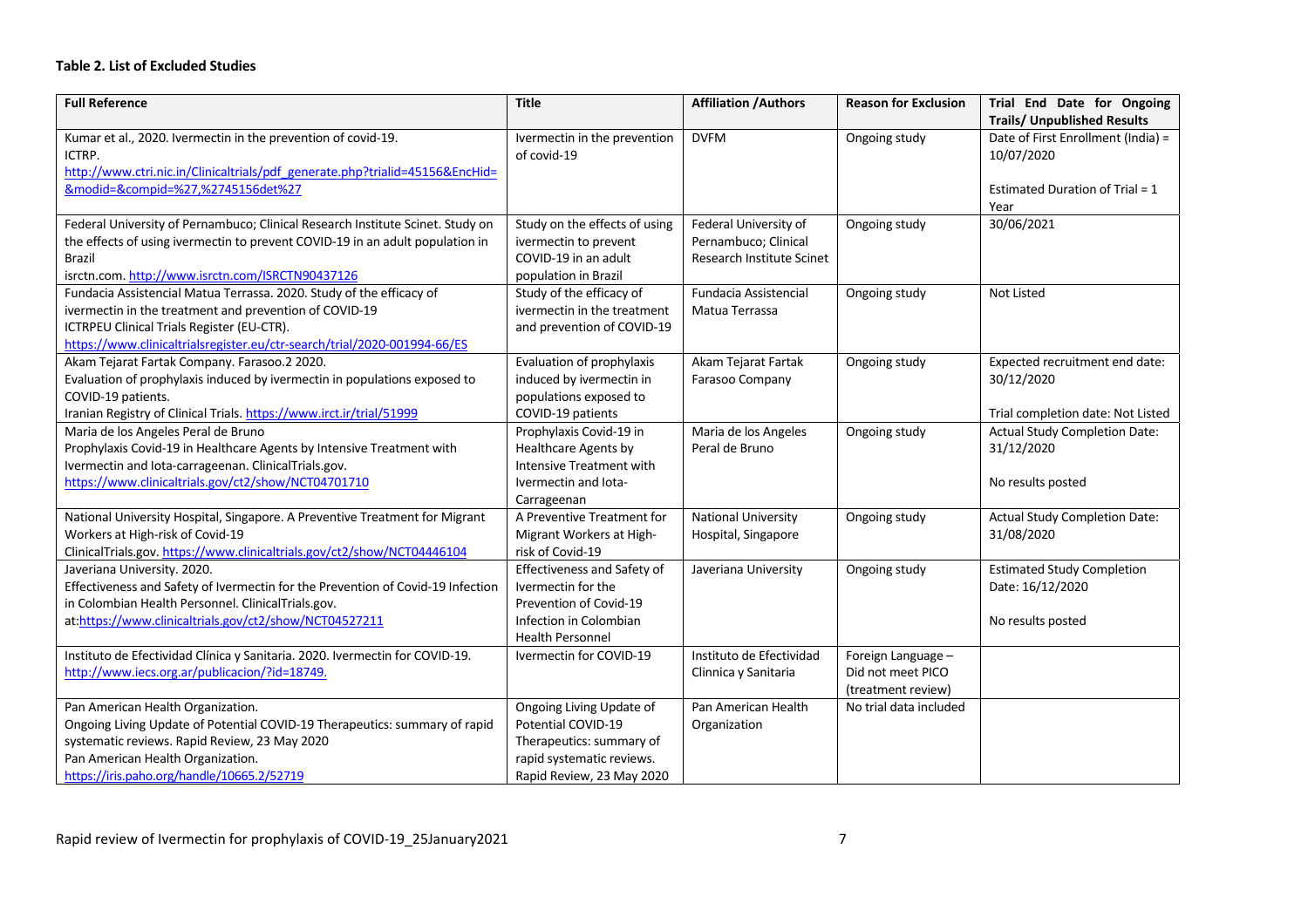**Table 2. List of Excluded Studies**

| Full Reference | Title | Affiliation /Authors | Reason for Exclusion | Trial End Date for Ongoing Trails/ Unpublished Results |
|---|---|---|---|---|
| Kumar et al., 2020. Ivermectin in the prevention of covid-19. ICTRP. http://www.ctri.nic.in/Clinicaltrials/pdf_generate.php?trialid=45156&EncHid=&modid=&compid=%27,%2745156det%27 | Ivermectin in the prevention of covid-19 | DVFM | Ongoing study | Date of First Enrollment (India) = 10/07/2020<br><br>Estimated Duration of Trial = 1 Year |
| Federal University of Pernambuco; Clinical Research Institute Scinet. Study on the effects of using ivermectin to prevent COVID-19 in an adult population in Brazil isrctn.com. http://www.isrctn.com/ISRCTN90437126 | Study on the effects of using ivermectin to prevent COVID-19 in an adult population in Brazil | Federal University of Pernambuco; Clinical Research Institute Scinet | Ongoing study | 30/06/2021 |
| Fundacia Assistencial Matua Terrassa. 2020. Study of the efficacy of ivermectin in the treatment and prevention of COVID-19 ICTRPEU Clinical Trials Register (EU-CTR). https://www.clinicaltrialsregister.eu/ctr-search/trial/2020-001994-66/ES | Study of the efficacy of ivermectin in the treatment and prevention of COVID-19 | Fundacia Assistencial Matua Terrassa | Ongoing study | Not Listed |
| Akam Tejarat Fartak Company. Farasoo.2 2020. Evaluation of prophylaxis induced by ivermectin in populations exposed to COVID-19 patients. Iranian Registry of Clinical Trials. https://www.irct.ir/trial/51999 | Evaluation of prophylaxis induced by ivermectin in populations exposed to COVID-19 patients | Akam Tejarat Fartak Farasoo Company | Ongoing study | Expected recruitment end date: 30/12/2020<br><br>Trial completion date: Not Listed |
| Maria de los Angeles Peral de Bruno Prophylaxis Covid-19 in Healthcare Agents by Intensive Treatment with Ivermectin and Iota-carrageenan. ClinicalTrials.gov. https://www.clinicaltrials.gov/ct2/show/NCT04701710 | Prophylaxis Covid-19 in Healthcare Agents by Intensive Treatment with Ivermectin and Iota-Carrageenan | Maria de los Angeles Peral de Bruno | Ongoing study | Actual Study Completion Date: 31/12/2020<br><br>No results posted |
| National University Hospital, Singapore. A Preventive Treatment for Migrant Workers at High-risk of Covid-19 ClinicalTrials.gov. https://www.clinicaltrials.gov/ct2/show/NCT04446104 | A Preventive Treatment for Migrant Workers at High-risk of Covid-19 | National University Hospital, Singapore | Ongoing study | Actual Study Completion Date: 31/08/2020 |
| Javeriana University. 2020. Effectiveness and Safety of Ivermectin for the Prevention of Covid-19 Infection in Colombian Health Personnel. ClinicalTrials.gov. at:https://www.clinicaltrials.gov/ct2/show/NCT04527211 | Effectiveness and Safety of Ivermectin for the Prevention of Covid-19 Infection in Colombian Health Personnel | Javeriana University | Ongoing study | Estimated Study Completion Date: 16/12/2020<br><br>No results posted |
| Instituto de Efectividad Clínica y Sanitaria. 2020. Ivermectin for COVID-19. http://www.iecs.org.ar/publicacion/?id=18749. | Ivermectin for COVID-19 | Instituto de Efectividad Clinnica y Sanitaria | Foreign Language – Did not meet PICO (treatment review) | |
| Pan American Health Organization. Ongoing Living Update of Potential COVID-19 Therapeutics: summary of rapid systematic reviews. Rapid Review, 23 May 2020 Pan American Health Organization. https://iris.paho.org/handle/10665.2/52719 | Ongoing Living Update of Potential COVID-19 Therapeutics: summary of rapid systematic reviews. Rapid Review, 23 May 2020 | Pan American Health Organization | No trial data included | |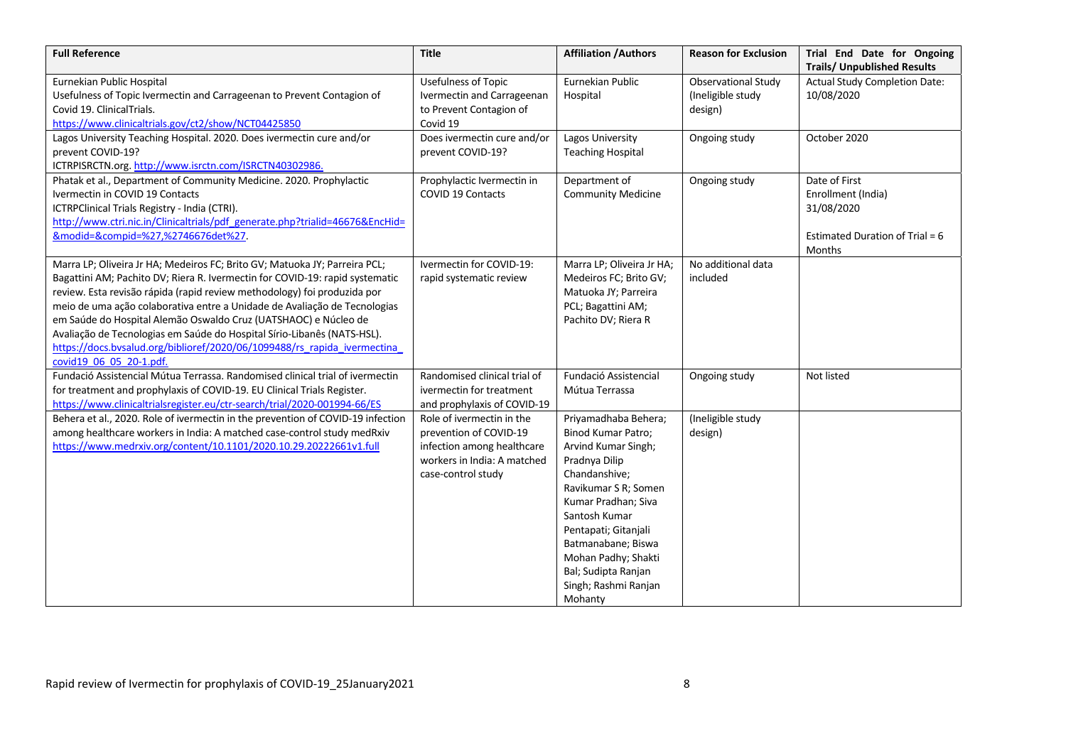| Full Reference | Title | Affiliation /Authors | Reason for Exclusion | Trial End Date for Ongoing Trails/ Unpublished Results |
|---|---|---|---|---|
| Eurnekian Public Hospital<br>Usefulness of Topic Ivermectin and Carrageenan to Prevent Contagion of Covid 19. ClinicalTrials.<br>https://www.clinicaltrials.gov/ct2/show/NCT04425850 | Usefulness of Topic Ivermectin and Carrageenan to Prevent Contagion of Covid 19 | Eurnekian Public Hospital | Observational Study (Ineligible study design) | Actual Study Completion Date: 10/08/2020 |
| Lagos University Teaching Hospital. 2020. Does ivermectin cure and/or prevent COVID-19?<br>ICTRPISRCTN.org. http://www.isrctn.com/ISRCTN40302986. | Does ivermectin cure and/or prevent COVID-19? | Lagos University Teaching Hospital | Ongoing study | October 2020 |
| Phatak et al., Department of Community Medicine. 2020. Prophylactic Ivermectin in COVID 19 Contacts<br>ICTRPClinical Trials Registry - India (CTRI).<br>http://www.ctri.nic.in/Clinicaltrials/pdf_generate.php?trialid=46676&EncHid=&modid=&compid=%27,%2746676det%27. | Prophylactic Ivermectin in COVID 19 Contacts | Department of Community Medicine | Ongoing study | Date of First Enrollment (India) 31/08/2020<br><br>Estimated Duration of Trial = 6 Months |
| Marra LP; Oliveira Jr HA; Medeiros FC; Brito GV; Matuoka JY; Parreira PCL; Bagattini AM; Pachito DV; Riera R. Ivermectin for COVID-19: rapid systematic review. Esta revisão rápida (rapid review methodology) foi produzida por meio de uma ação colaborativa entre a Unidade de Avaliação de Tecnologias em Saúde do Hospital Alemão Oswaldo Cruz (UATSHAOC) e Núcleo de Avaliação de Tecnologias em Saúde do Hospital Sírio-Libanês (NATS-HSL).<br>https://docs.bvsalud.org/biblioref/2020/06/1099488/rs_rapida_ivermectina_covid19_06_05_20-1.pdf. | Ivermectin for COVID-19: rapid systematic review | Marra LP; Oliveira Jr HA; Medeiros FC; Brito GV; Matuoka JY; Parreira PCL; Bagattini AM; Pachito DV; Riera R | No additional data included | |
| Fundació Assistencial Mútua Terrassa. Randomised clinical trial of ivermectin for treatment and prophylaxis of COVID-19. EU Clinical Trials Register.<br>https://www.clinicaltrialsregister.eu/ctr-search/trial/2020-001994-66/ES | Randomised clinical trial of ivermectin for treatment and prophylaxis of COVID-19 | Fundació Assistencial Mútua Terrassa | Ongoing study | Not listed |
| Behera et al., 2020. Role of ivermectin in the prevention of COVID-19 infection among healthcare workers in India: A matched case-control study medRxiv<br>https://www.medrxiv.org/content/10.1101/2020.10.29.20222661v1.full | Role of ivermectin in the prevention of COVID-19 infection among healthcare workers in India: A matched case-control study | Priyamadhaba Behera; Binod Kumar Patro; Arvind Kumar Singh; Pradnya Dilip Chandanshive; Ravikumar S R; Somen Kumar Pradhan; Siva Santosh Kumar Pentapati; Gitanjali Batmanabane; Biswa Mohan Padhy; Shakti Bal; Sudipta Ranjan Singh; Rashmi Ranjan Mohanty | (Ineligible study design) | |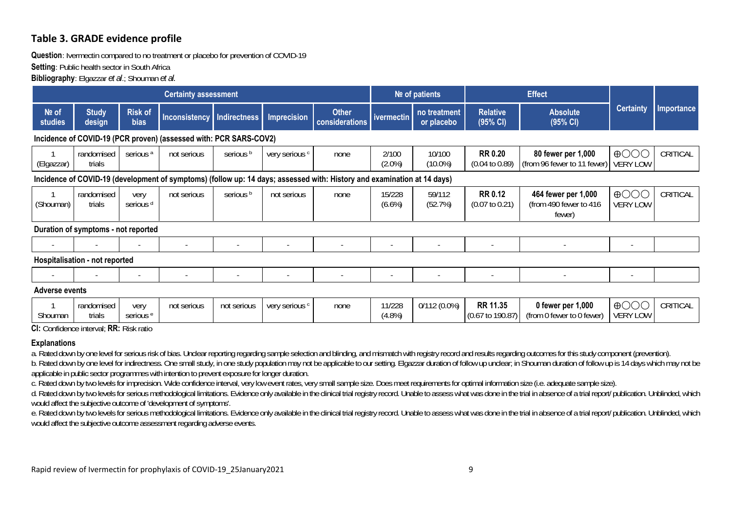## Table 3. GRADE evidence profile

**Question**: Ivermectin compared to no treatment or placebo for prevention of COVID-19

**Setting**: Public health sector in South Africa

**Bibliography**: Elgazzar *et al*.; Shouman *et al.*

| Certainty assessment | | | | | | | № of patients | | Effect | | Certainty | Importance |
|---|---|---|---|---|---|---|---|---|---|---|---|---|
| № of studies | Study design | Risk of bias | Inconsistency | Indirectness | Imprecision | Other considerations | ivermectin | no treatment or placebo | Relative (95% CI) | Absolute (95% CI) | | |
| **Incidence of COVID-19 (PCR proven) (assessed with: PCR SARS-COV2)** | | | | | | | | | | | | |
| 1 (Elgazzar) | randomised trials | serious [a] | not serious | serious [b] | very serious [c] | none | 2/100 (2.0%) | 10/100 (10.0%) | **RR 0.20** (0.04 to 0.89) | **80 fewer per 1,000** (from 96 fewer to 11 fewer) | ⊕◯◯◯ VERY LOW | CRITICAL |
| **Incidence of COVID-19 (development of symptoms) (follow up: 14 days; assessed with: History and examination at 14 days)** | | | | | | | | | | | | |
| 1 (Shouman) | randomised trials | very serious [d] | not serious | serious [b] | not serious | none | 15/228 (6.6%) | 59/112 (52.7%) | **RR 0.12** (0.07 to 0.21) | **464 fewer per 1,000** (from 490 fewer to 416 fewer) | ⊕◯◯◯ VERY LOW | CRITICAL |
| **Duration of symptoms - not reported** | | | | | | | | | | | | |
| - | - | - | - | - | - | - | - | - | - | - | - | |
| **Hospitalisation - not reported** | | | | | | | | | | | | |
| - | - | - | - | - | - | - | - | - | - | - | - | |
| **Adverse events** | | | | | | | | | | | | |
| 1 Shouman | randomised trials | very serious [e] | not serious | not serious | very serious [c] | none | 11/228 (4.8%) | 0/112 (0.0%) | **RR 11.35** (0.67 to 190.87) | **0 fewer per 1,000** (from 0 fewer to 0 fewer) | ⊕◯◯◯ VERY LOW | CRITICAL |

**CI:** Confidence interval; **RR:** Risk ratio

### Explanations

a. Rated down by one level for serious risk of bias. Unclear reporting regarding sample selection and blinding, and mismatch with registry record and results regarding outcomes for this study component (prevention).

b. Rated down by one level for indirectness. One small study, in one study population may not be applicable to our setting. Elgazzar duration of follow up unclear; in Shouman duration of follow up is 14 days which may not be applicable in public sector programmes with intention to prevent exposure for longer duration.

c. Rated down by two levels for imprecision. Wide confidence interval, very low event rates, very small sample size. Does meet requirements for optimal information size (i.e. adequate sample size).

d. Rated down by two levels for serious methodological limitations. Evidence only available in the clinical trial registry record. Unable to assess what was done in the trial in absence of a trial report/ publication. Unblinded, which would affect the subjective outcome of 'development of symptoms'.

e. Rated down by two levels for serious methodological limitations. Evidence only available in the clinical trial registry record. Unable to assess what was done in the trial in absence of a trial report/ publication. Unblinded, which would affect the subjective outcome assessment regarding adverse events.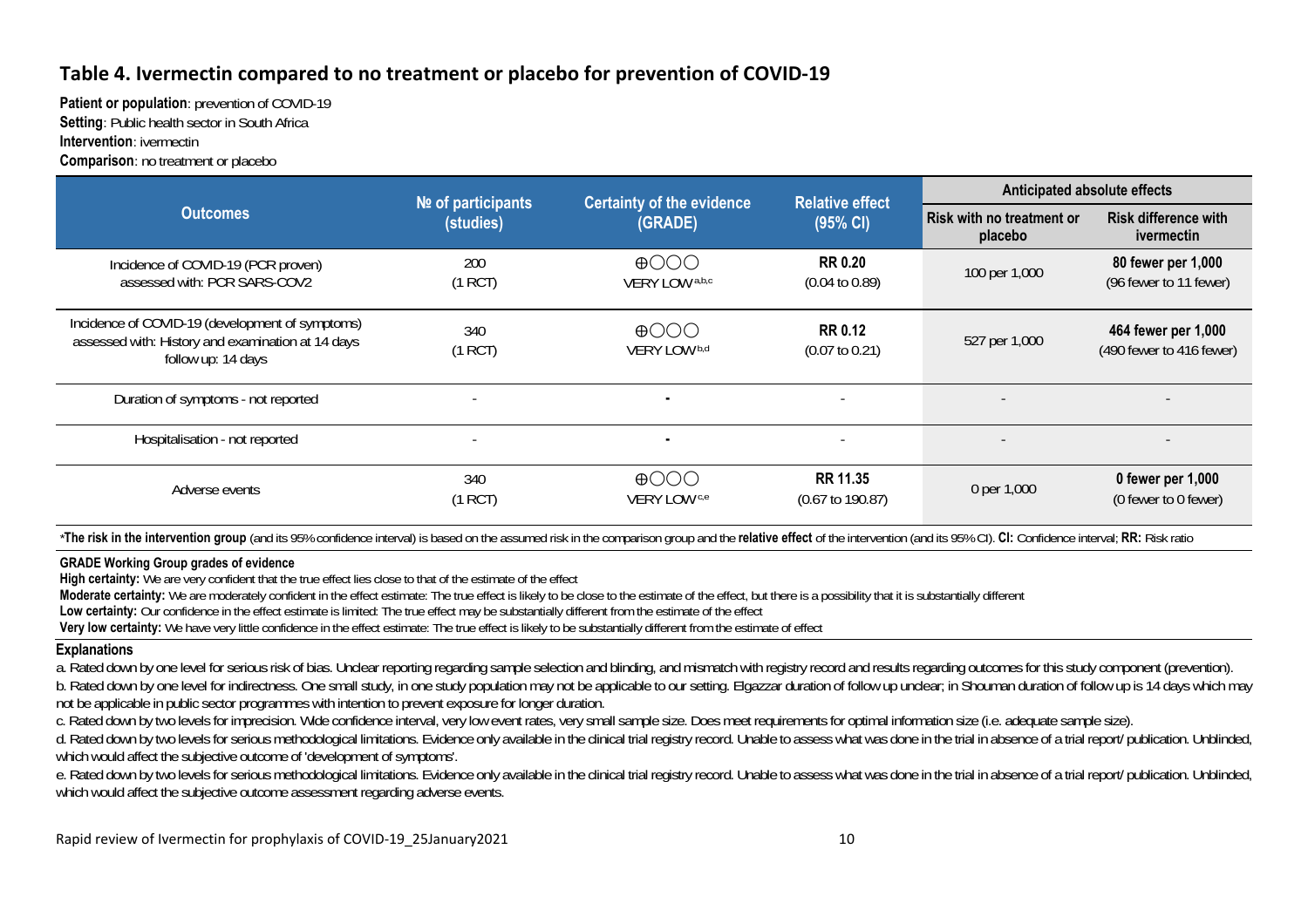## Table 4. Ivermectin compared to no treatment or placebo for prevention of COVID-19

**Patient or population**: prevention of COVID-19
**Setting**: Public health sector in South Africa
**Intervention**: ivermectin
**Comparison**: no treatment or placebo

| Outcomes | № of participants (studies) | Certainty of the evidence (GRADE) | Relative effect (95% CI) | Anticipated absolute effects | |
|---|---|---|---|---|---|
| | | | | Risk with no treatment or placebo | Risk difference with ivermectin |
| Incidence of COVID-19 (PCR proven) assessed with: PCR SARS-COV2 | 200 (1 RCT) | ⊕◯◯◯ VERY LOW[a,b,c] | **RR 0.20** (0.04 to 0.89) | 100 per 1,000 | **80 fewer per 1,000** (96 fewer to 11 fewer) |
| Incidence of COVID-19 (development of symptoms) assessed with: History and examination at 14 days follow up: 14 days | 340 (1 RCT) | ⊕◯◯◯ VERY LOW[b,d] | **RR 0.12** (0.07 to 0.21) | 527 per 1,000 | **464 fewer per 1,000** (490 fewer to 416 fewer) |
| Duration of symptoms - not reported | - | - | - | - | - |
| Hospitalisation - not reported | - | - | - | - | - |
| Adverse events | 340 (1 RCT) | ⊕◯◯◯ VERY LOW[c,e] | **RR 11.35** (0.67 to 190.87) | 0 per 1,000 | **0 fewer per 1,000** (0 fewer to 0 fewer) |

*__The risk in the intervention group__ (and its 95% confidence interval) is based on the assumed risk in the comparison group and the **relative effect** of the intervention (and its 95% CI). **CI:** Confidence interval; **RR:** Risk ratio

**GRADE Working Group grades of evidence**
**High certainty:** We are very confident that the true effect lies close to that of the estimate of the effect
**Moderate certainty:** We are moderately confident in the effect estimate: The true effect is likely to be close to the estimate of the effect, but there is a possibility that it is substantially different
**Low certainty:** Our confidence in the effect estimate is limited: The true effect may be substantially different from the estimate of the effect
**Very low certainty:** We have very little confidence in the effect estimate: The true effect is likely to be substantially different from the estimate of effect

**Explanations**

a. Rated down by one level for serious risk of bias. Unclear reporting regarding sample selection and blinding, and mismatch with registry record and results regarding outcomes for this study component (prevention).
b. Rated down by one level for indirectness. One small study, in one study population may not be applicable to our setting. Elgazzar duration of follow up unclear; in Shouman duration of follow up is 14 days which may not be applicable in public sector programmes with intention to prevent exposure for longer duration.
c. Rated down by two levels for imprecision. Wide confidence interval, very low event rates, very small sample size. Does meet requirements for optimal information size (i.e. adequate sample size).
d. Rated down by two levels for serious methodological limitations. Evidence only available in the clinical trial registry record. Unable to assess what was done in the trial in absence of a trial report/ publication. Unblinded, which would affect the subjective outcome of 'development of symptoms'.
e. Rated down by two levels for serious methodological limitations. Evidence only available in the clinical trial registry record. Unable to assess what was done in the trial in absence of a trial report/ publication. Unblinded, which would affect the subjective outcome assessment regarding adverse events.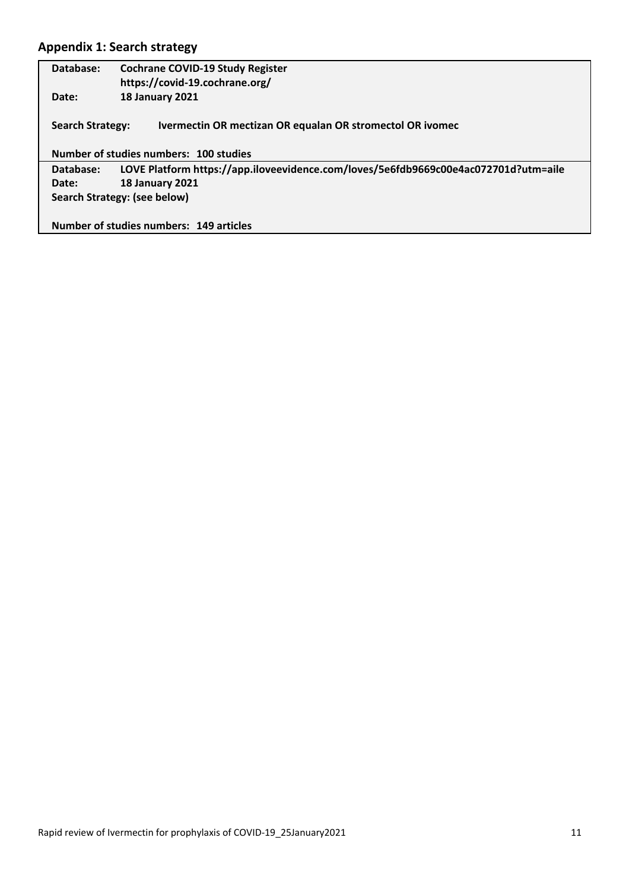## Appendix 1: Search strategy

**Database:** **Cochrane COVID-19 Study Register**
**https://covid-19.cochrane.org/**
**Date:** **18 January 2021**

**Search Strategy:** **Ivermectin OR mectizan OR equalan OR stromectol OR ivomec**

**Number of studies numbers: 100 studies**

**Database:** **LOVE Platform https://app.iloveevidence.com/loves/5e6fdb9669c00e4ac072701d?utm=aile**
**Date:** **18 January 2021**
**Search Strategy: (see below)**

**Number of studies numbers: 149 articles**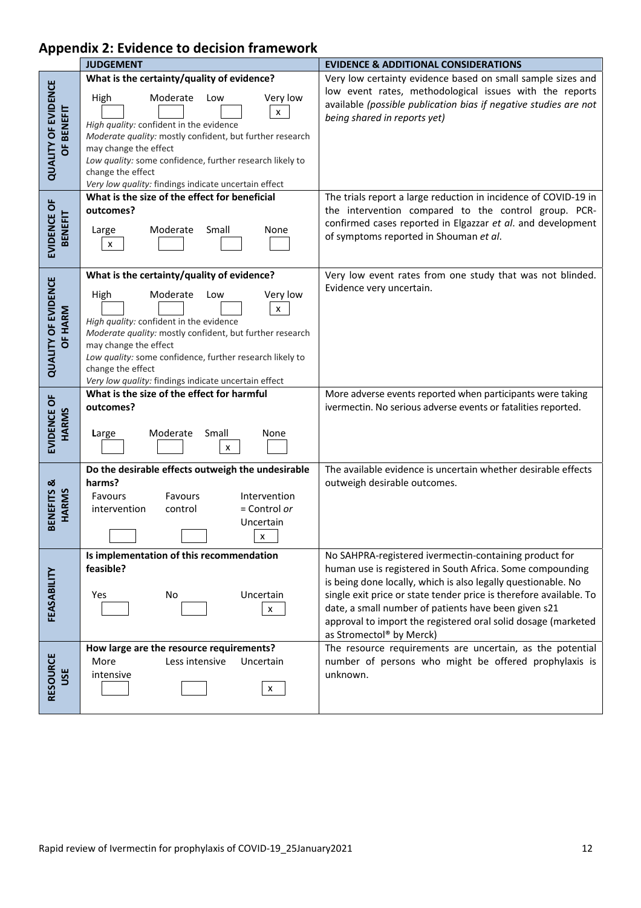## Appendix 2: Evidence to decision framework

| | JUDGEMENT | EVIDENCE & ADDITIONAL CONSIDERATIONS |
|---|---|---|
| **QUALITY OF EVIDENCE OF BENEFIT** | **What is the certainty/quality of evidence?**<br>High [ ] Moderate [ ] Low [ ] Very low [x]<br>*High quality:* confident in the evidence<br>*Moderate quality:* mostly confident, but further research may change the effect<br>*Low quality:* some confidence, further research likely to change the effect<br>*Very low quality:* findings indicate uncertain effect | Very low certainty evidence based on small sample sizes and low event rates, methodological issues with the reports available *(possible publication bias if negative studies are not being shared in reports yet)* |
| **EVIDENCE OF BENEFIT** | **What is the size of the effect for beneficial outcomes?**<br>Large [x] Moderate [ ] Small [ ] None [ ] | The trials report a large reduction in incidence of COVID-19 in the intervention compared to the control group. PCR-confirmed cases reported in Elgazzar *et al*. and development of symptoms reported in Shouman *et al*. |
| **QUALITY OF EVIDENCE OF HARM** | **What is the certainty/quality of evidence?**<br>High [ ] Moderate [ ] Low [ ] Very low [x]<br>*High quality:* confident in the evidence<br>*Moderate quality:* mostly confident, but further research may change the effect<br>*Low quality:* some confidence, further research likely to change the effect<br>*Very low quality:* findings indicate uncertain effect | Very low event rates from one study that was not blinded. Evidence very uncertain. |
| **EVIDENCE OF HARMS** | **What is the size of the effect for harmful outcomes?**<br>Large [ ] Moderate [ ] Small [x] None [ ] | More adverse events reported when participants were taking ivermectin. No serious adverse events or fatalities reported. |
| **BENEFITS & HARMS** | **Do the desirable effects outweigh the undesirable harms?**<br>Favours intervention [ ] Favours control [ ] Intervention = Control *or* Uncertain [x] | The available evidence is uncertain whether desirable effects outweigh desirable outcomes. |
| **FEASABILITY** | **Is implementation of this recommendation feasible?**<br>Yes [ ] No [ ] Uncertain [x] | No SAHPRA-registered ivermectin-containing product for human use is registered in South Africa. Some compounding is being done locally, which is also legally questionable. No single exit price or state tender price is therefore available. To date, a small number of patients have been given s21 approval to import the registered oral solid dosage (marketed as Stromectol® by Merck) |
| **RESOURCE USE** | **How large are the resource requirements?**<br>More intensive [ ] Less intensive [ ] Uncertain [x] | The resource requirements are uncertain, as the potential number of persons who might be offered prophylaxis is unknown. |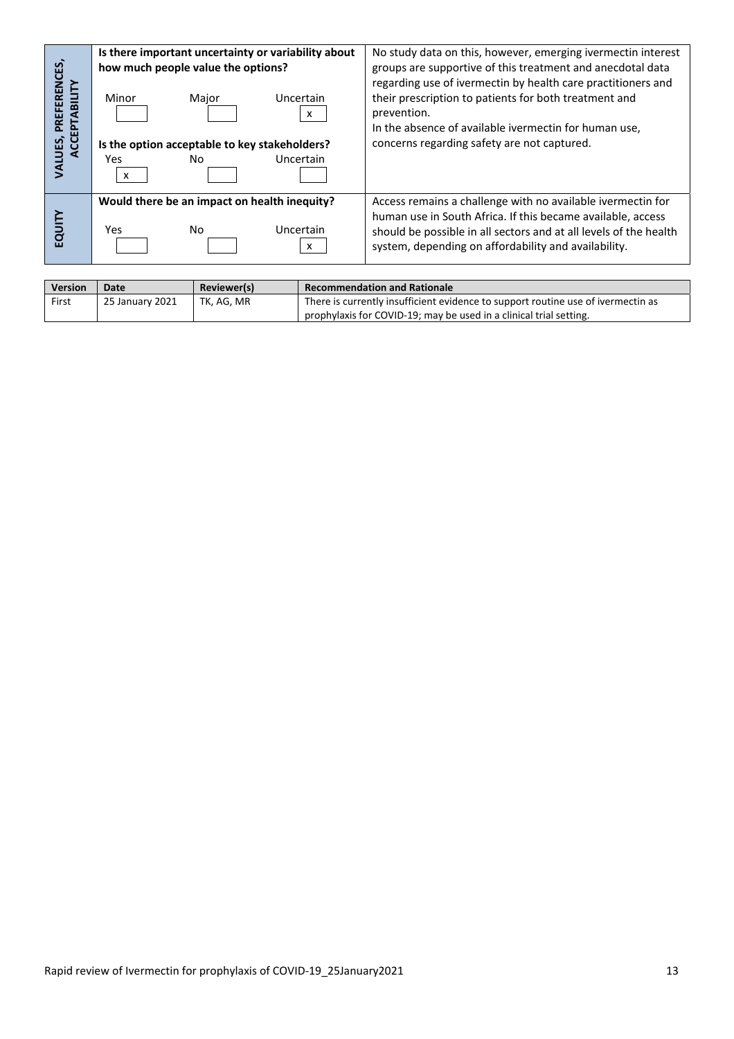| | | |
|---|---|---|
| **VALUES, PREFERENCES, ACCEPTABILITY** | **Is there important uncertainty or variability about how much people value the options?**<br><br>Minor [ ] Major [ ] Uncertain [x]<br><br>**Is the option acceptable to key stakeholders?**<br><br>Yes [x] No [ ] Uncertain [ ] | No study data on this, however, emerging ivermectin interest groups are supportive of this treatment and anecdotal data regarding use of ivermectin by health care practitioners and their prescription to patients for both treatment and prevention.<br>In the absence of available ivermectin for human use, concerns regarding safety are not captured. |
| **EQUITY** | **Would there be an impact on health inequity?**<br><br>Yes [ ] No [ ] Uncertain [x] | Access remains a challenge with no available ivermectin for human use in South Africa. If this became available, access should be possible in all sectors and at all levels of the health system, depending on affordability and availability. |

| Version | Date | Reviewer(s) | Recommendation and Rationale |
|---|---|---|---|
| First | 25 January 2021 | TK, AG, MR | There is currently insufficient evidence to support routine use of ivermectin as prophylaxis for COVID-19; may be used in a clinical trial setting. |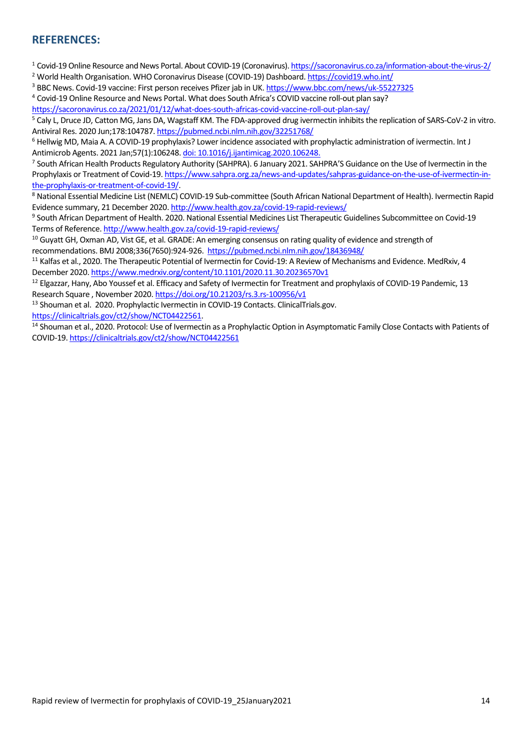## REFERENCES:

[1] Covid-19 Online Resource and News Portal. About COVID-19 (Coronavirus). https://sacoronavirus.co.za/information-about-the-virus-2/

[2] World Health Organisation. WHO Coronavirus Disease (COVID-19) Dashboard. https://covid19.who.int/

[3] BBC News. Covid-19 vaccine: First person receives Pfizer jab in UK. https://www.bbc.com/news/uk-55227325

[4] Covid-19 Online Resource and News Portal. What does South Africa's COVID vaccine roll-out plan say? https://sacoronavirus.co.za/2021/01/12/what-does-south-africas-covid-vaccine-roll-out-plan-say/

[5] Caly L, Druce JD, Catton MG, Jans DA, Wagstaff KM. The FDA-approved drug ivermectin inhibits the replication of SARS-CoV-2 in vitro. Antiviral Res. 2020 Jun;178:104787. https://pubmed.ncbi.nlm.nih.gov/32251768/

[6] Hellwig MD, Maia A. A COVID-19 prophylaxis? Lower incidence associated with prophylactic administration of ivermectin. Int J Antimicrob Agents. 2021 Jan;57(1):106248. doi: 10.1016/j.ijantimicag.2020.106248.

[7] South African Health Products Regulatory Authority (SAHPRA). 6 January 2021. SAHPRA'S Guidance on the Use of Ivermectin in the Prophylaxis or Treatment of Covid-19. https://www.sahpra.org.za/news-and-updates/sahpras-guidance-on-the-use-of-ivermectin-in-the-prophylaxis-or-treatment-of-covid-19/.

[8] National Essential Medicine List (NEMLC) COVID-19 Sub-committee (South African National Department of Health). Ivermectin Rapid Evidence summary, 21 December 2020. http://www.health.gov.za/covid-19-rapid-reviews/

[9] South African Department of Health. 2020. National Essential Medicines List Therapeutic Guidelines Subcommittee on Covid-19 Terms of Reference. http://www.health.gov.za/covid-19-rapid-reviews/

[10] Guyatt GH, Oxman AD, Vist GE, et al. GRADE: An emerging consensus on rating quality of evidence and strength of recommendations. BMJ 2008;336(7650):924-926. https://pubmed.ncbi.nlm.nih.gov/18436948/

[11] Kalfas et al., 2020. The Therapeutic Potential of Ivermectin for Covid-19: A Review of Mechanisms and Evidence. MedRxiv, 4 December 2020. https://www.medrxiv.org/content/10.1101/2020.11.30.20236570v1

[12] Elgazzar, Hany, Abo Youssef et al. Efficacy and Safety of Ivermectin for Treatment and prophylaxis of COVID-19 Pandemic, 13 Research Square , November 2020. https://doi.org/10.21203/rs.3.rs-100956/v1

[13] Shouman et al. 2020. Prophylactic Ivermectin in COVID-19 Contacts. ClinicalTrials.gov. https://clinicaltrials.gov/ct2/show/NCT04422561.

[14] Shouman et al., 2020. Protocol: Use of Ivermectin as a Prophylactic Option in Asymptomatic Family Close Contacts with Patients of COVID-19. https://clinicaltrials.gov/ct2/show/NCT04422561